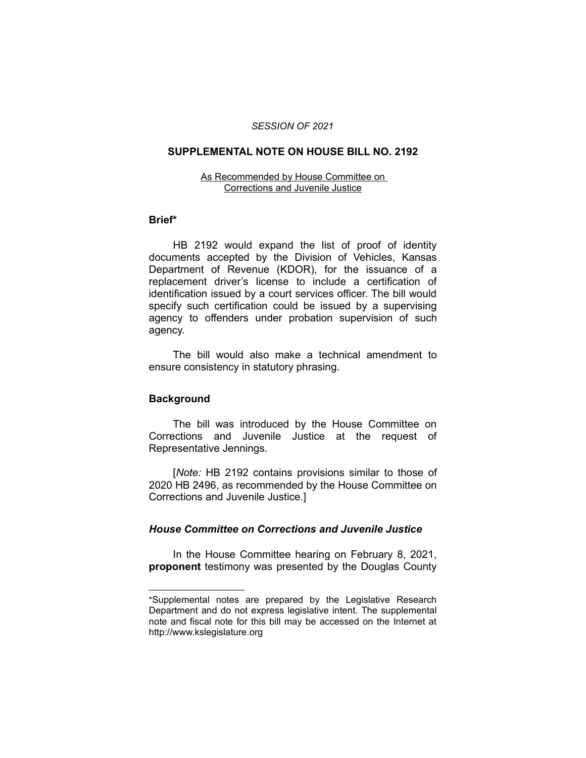*SESSION OF 2021*

# SUPPLEMENTAL NOTE ON HOUSE BILL NO. 2192

As Recommended by House Committee on Corrections and Juvenile Justice

## Brief*

HB 2192 would expand the list of proof of identity documents accepted by the Division of Vehicles, Kansas Department of Revenue (KDOR), for the issuance of a replacement driver's license to include a certification of identification issued by a court services officer. The bill would specify such certification could be issued by a supervising agency to offenders under probation supervision of such agency.

The bill would also make a technical amendment to ensure consistency in statutory phrasing.

## Background

The bill was introduced by the House Committee on Corrections and Juvenile Justice at the request of Representative Jennings.

[*Note:* HB 2192 contains provisions similar to those of 2020 HB 2496, as recommended by the House Committee on Corrections and Juvenile Justice.]

### *House Committee on Corrections and Juvenile Justice*

In the House Committee hearing on February 8, 2021, **proponent** testimony was presented by the Douglas County

---

*Supplemental notes are prepared by the Legislative Research Department and do not express legislative intent. The supplemental note and fiscal note for this bill may be accessed on the Internet at http://www.kslegislature.org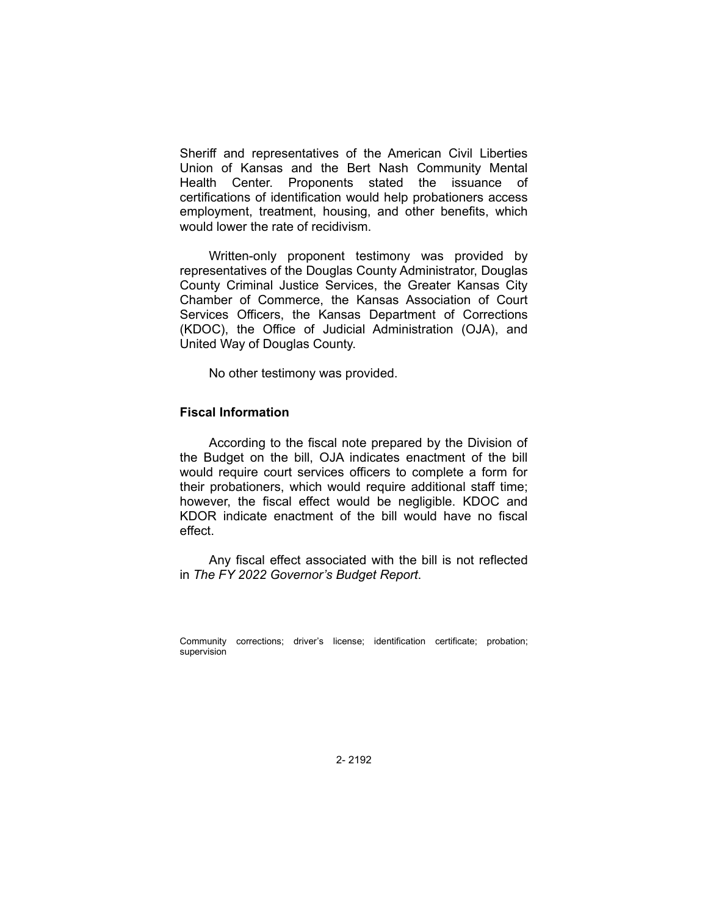Sheriff and representatives of the American Civil Liberties Union of Kansas and the Bert Nash Community Mental Health Center. Proponents stated the issuance of certifications of identification would help probationers access employment, treatment, housing, and other benefits, which would lower the rate of recidivism.

Written-only proponent testimony was provided by representatives of the Douglas County Administrator, Douglas County Criminal Justice Services, the Greater Kansas City Chamber of Commerce, the Kansas Association of Court Services Officers, the Kansas Department of Corrections (KDOC), the Office of Judicial Administration (OJA), and United Way of Douglas County.

No other testimony was provided.

### Fiscal Information

According to the fiscal note prepared by the Division of the Budget on the bill, OJA indicates enactment of the bill would require court services officers to complete a form for their probationers, which would require additional staff time; however, the fiscal effect would be negligible. KDOC and KDOR indicate enactment of the bill would have no fiscal effect.

Any fiscal effect associated with the bill is not reflected in *The FY 2022 Governor's Budget Report*.

Community corrections; driver's license; identification certificate; probation; supervision